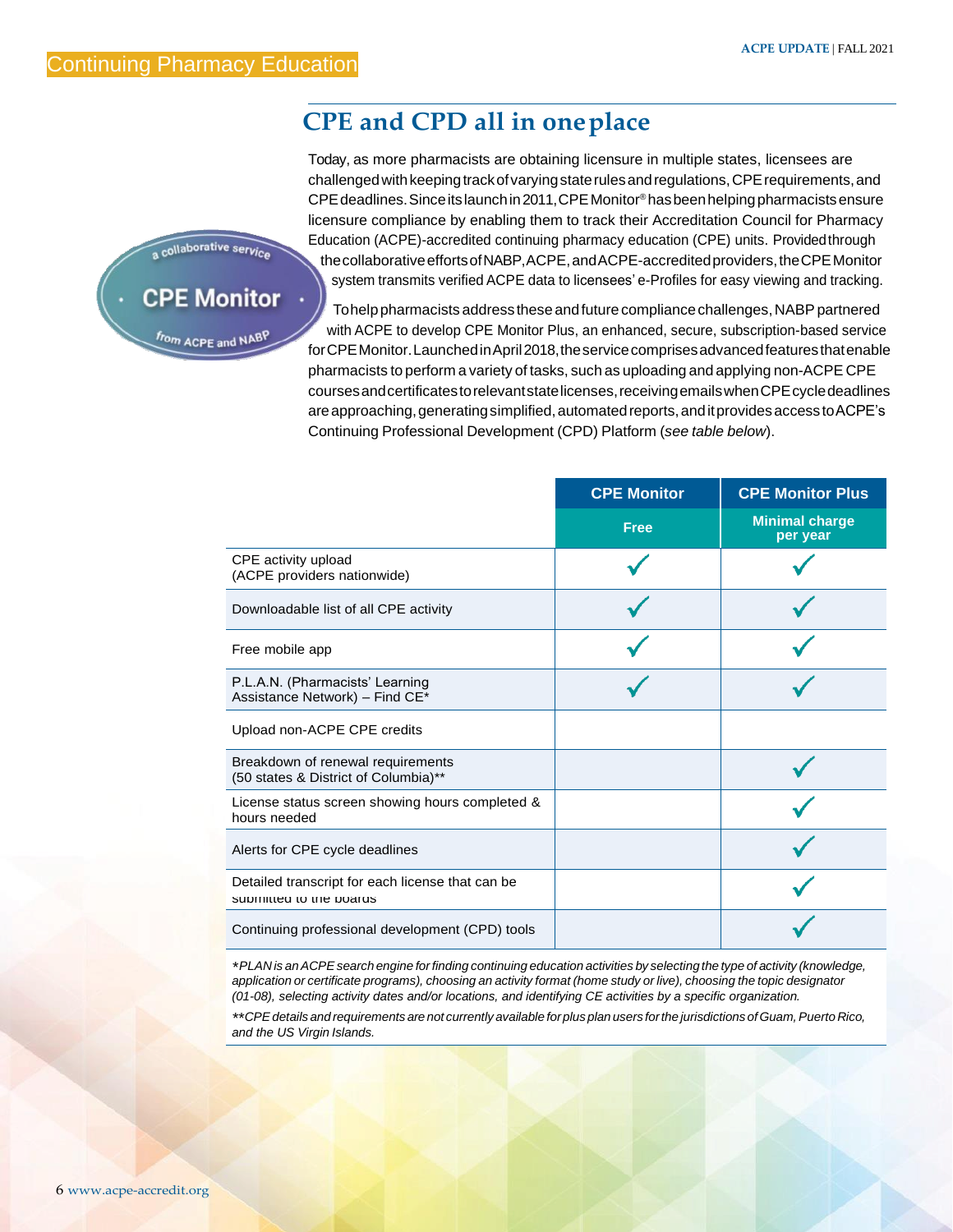# Continuing Pharmacy Education

## CPE and CPD all in one place

Today, as more pharmacists are obtaining licensure in multiple states, licensees are challenged with keeping track of varying state rules and regulations, CPE requirements, and CPE deadlines. Since its launch in 2011, CPE Monitor® has been helping pharmacists ensure licensure compliance by enabling them to track their Accreditation Council for Pharmacy Education (ACPE)-accredited continuing pharmacy education (CPE) units. Provided through the collaborative efforts of NABP, ACPE, and ACPE-accredited providers, the CPE Monitor system transmits verified ACPE data to licensees' e-Profiles for easy viewing and tracking.

To help pharmacists address these and future compliance challenges, NABP partnered with ACPE to develop CPE Monitor Plus, an enhanced, secure, subscription-based service for CPE Monitor. Launched in April 2018, the service comprises advanced features that enable pharmacists to perform a variety of tasks, such as uploading and applying non-ACPE CPE courses and certificates to relevant state licenses, receiving emails when CPE cycle deadlines are approaching, generating simplified, automated reports, and it provides access to ACPE's Continuing Professional Development (CPD) Platform (*see table below*).

| | CPE Monitor | CPE Monitor Plus |
|---|---|---|
| | Free | Minimal charge per year |
| CPE activity upload (ACPE providers nationwide) | ✓ | ✓ |
| Downloadable list of all CPE activity | ✓ | ✓ |
| Free mobile app | ✓ | ✓ |
| P.L.A.N. (Pharmacists' Learning Assistance Network) – Find CE* | ✓ | ✓ |
| Upload non-ACPE CPE credits | | |
| Breakdown of renewal requirements (50 states & District of Columbia)** | | ✓ |
| License status screen showing hours completed & hours needed | | ✓ |
| Alerts for CPE cycle deadlines | | ✓ |
| Detailed transcript for each license that can be submitted to the boards | | ✓ |
| Continuing professional development (CPD) tools | | ✓ |

**PLAN is an ACPE search engine for finding continuing education activities by selecting the type of activity (knowledge, application or certificate programs), choosing an activity format (home study or live), choosing the topic designator (01-08), selecting activity dates and/or locations, and identifying CE activities by a specific organization.*

***CPE details and requirements are not currently available for plus plan users for the jurisdictions of Guam, Puerto Rico, and the US Virgin Islands.*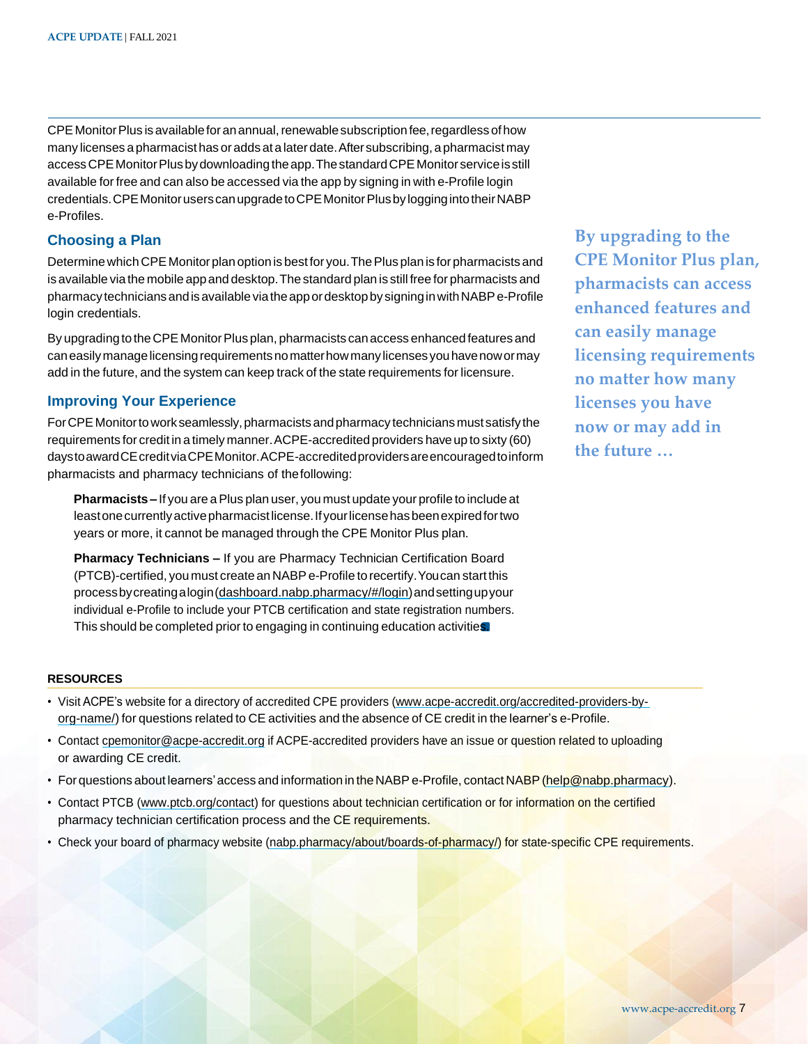CPE Monitor Plus is available for an annual, renewable subscription fee, regardless of how many licenses a pharmacist has or adds at a later date. After subscribing, a pharmacist may access CPE Monitor Plus by downloading the app. The standard CPE Monitor service is still available for free and can also be accessed via the app by signing in with e-Profile login credentials. CPE Monitor users can upgrade to CPE Monitor Plus by logging into their NABP e-Profiles.

## Choosing a Plan

Determine which CPE Monitor plan option is best for you. The Plus plan is for pharmacists and is available via the mobile app and desktop. The standard plan is still free for pharmacists and pharmacy technicians and is available via the app or desktop by signing in with NABP e-Profile login credentials.

By upgrading to the CPE Monitor Plus plan, pharmacists can access enhanced features and can easily manage licensing requirements no matter how many licenses you have now or may add in the future, and the system can keep track of the state requirements for licensure.

## Improving Your Experience

For CPE Monitor to work seamlessly, pharmacists and pharmacy technicians must satisfy the requirements for credit in a timely manner. ACPE-accredited providers have up to sixty (60) days to award CE credit via CPE Monitor. ACPE-accredited providers are encouraged to inform pharmacists and pharmacy technicians of the following:

**Pharmacists –** If you are a Plus plan user, you must update your profile to include at least one currently active pharmacist license. If your license has been expired for two years or more, it cannot be managed through the CPE Monitor Plus plan.

**Pharmacy Technicians –** If you are Pharmacy Technician Certification Board (PTCB)-certified, you must create an NABP e-Profile to recertify. You can start this process by creating a login (dashboard.nabp.pharmacy/#/login) and setting up your individual e-Profile to include your PTCB certification and state registration numbers. This should be completed prior to engaging in continuing education activities.

*By upgrading to the CPE Monitor Plus plan, pharmacists can access enhanced features and can easily manage licensing requirements no matter how many licenses you have now or may add in the future …*

**RESOURCES**

- Visit ACPE's website for a directory of accredited CPE providers (www.acpe-accredit.org/accredited-providers-by-org-name/) for questions related to CE activities and the absence of CE credit in the learner's e-Profile.
- Contact cpemonitor@acpe-accredit.org if ACPE-accredited providers have an issue or question related to uploading or awarding CE credit.
- For questions about learners' access and information in the NABP e-Profile, contact NABP (help@nabp.pharmacy).
- Contact PTCB (www.ptcb.org/contact) for questions about technician certification or for information on the certified pharmacy technician certification process and the CE requirements.
- Check your board of pharmacy website (nabp.pharmacy/about/boards-of-pharmacy/) for state-specific CPE requirements.